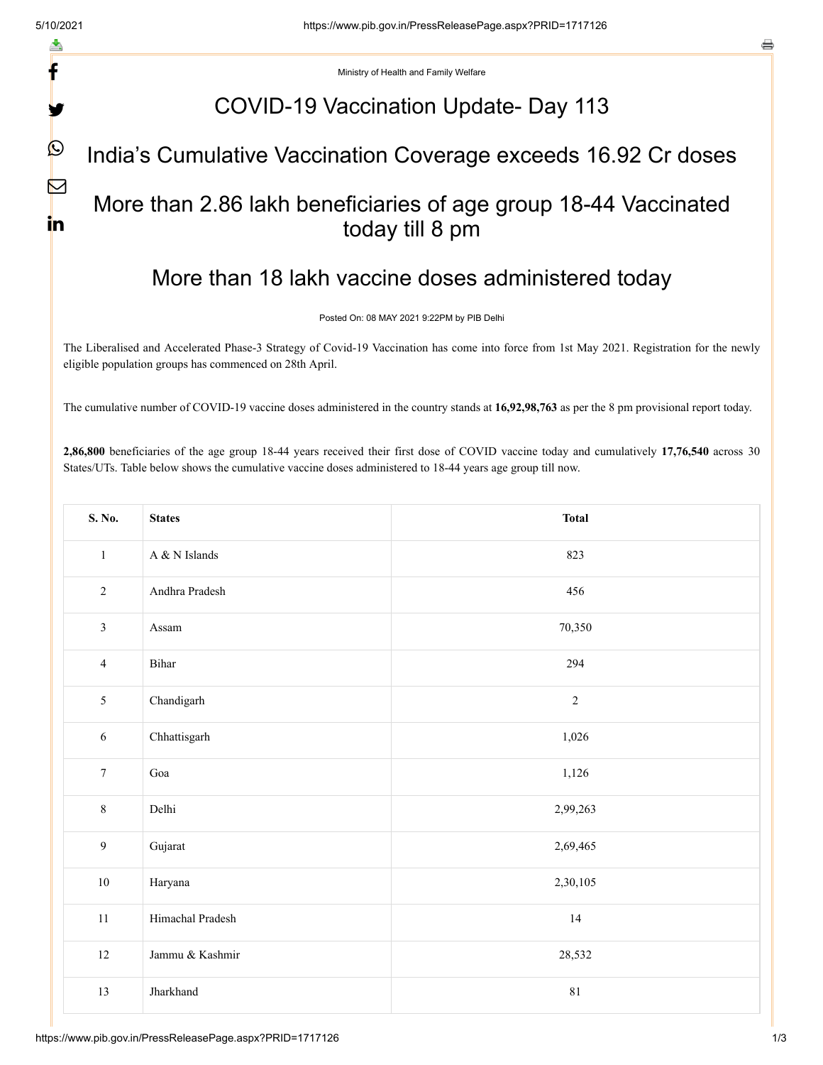Ministry of Health and Family Welfare

# COVID-19 Vaccination Update- Day 113

## India's Cumulative Vaccination Coverage exceeds 16.92 Cr doses

## More than 2.86 lakh beneficiaries of age group 18-44 Vaccinated today till 8 pm

## More than 18 lakh vaccine doses administered today

Posted On: 08 MAY 2021 9:22PM by PIB Delhi

The Liberalised and Accelerated Phase-3 Strategy of Covid-19 Vaccination has come into force from 1st May 2021. Registration for the newly eligible population groups has commenced on 28th April.

The cumulative number of COVID-19 vaccine doses administered in the country stands at **16,92,98,763** as per the 8 pm provisional report today.

**2,86,800** beneficiaries of the age group 18-44 years received their first dose of COVID vaccine today and cumulatively **17,76,540** across 30 States/UTs. Table below shows the cumulative vaccine doses administered to 18-44 years age group till now.

| S. No. | States | Total |
|---|---|---|
| 1 | A & N Islands | 823 |
| 2 | Andhra Pradesh | 456 |
| 3 | Assam | 70,350 |
| 4 | Bihar | 294 |
| 5 | Chandigarh | 2 |
| 6 | Chhattisgarh | 1,026 |
| 7 | Goa | 1,126 |
| 8 | Delhi | 2,99,263 |
| 9 | Gujarat | 2,69,465 |
| 10 | Haryana | 2,30,105 |
| 11 | Himachal Pradesh | 14 |
| 12 | Jammu & Kashmir | 28,532 |
| 13 | Jharkhand | 81 |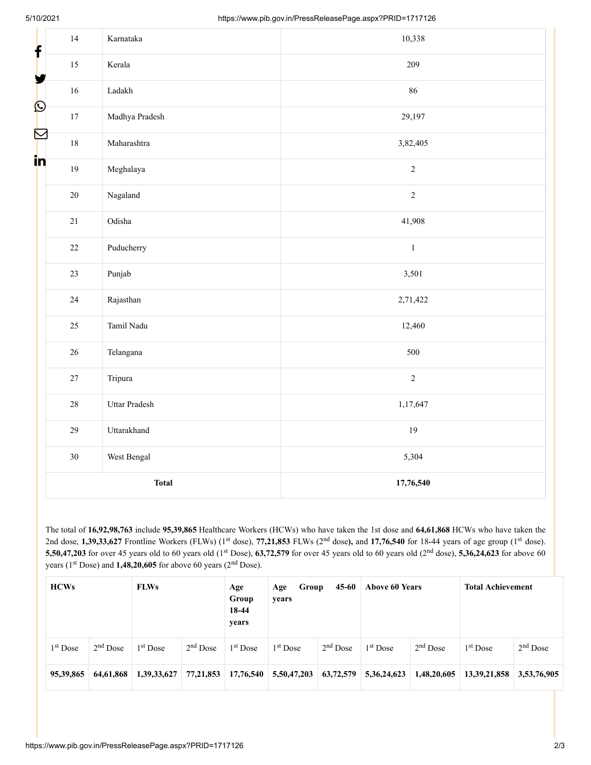| 14 | Karnataka | 10,338 |
|---|---|---|
| 15 | Kerala | 209 |
| 16 | Ladakh | 86 |
| 17 | Madhya Pradesh | 29,197 |
| 18 | Maharashtra | 3,82,405 |
| 19 | Meghalaya | 2 |
| 20 | Nagaland | 2 |
| 21 | Odisha | 41,908 |
| 22 | Puducherry | 1 |
| 23 | Punjab | 3,501 |
| 24 | Rajasthan | 2,71,422 |
| 25 | Tamil Nadu | 12,460 |
| 26 | Telangana | 500 |
| 27 | Tripura | 2 |
| 28 | Uttar Pradesh | 1,17,647 |
| 29 | Uttarakhand | 19 |
| 30 | West Bengal | 5,304 |
| **Total** | | **17,76,540** |

The total of **16,92,98,763** include **95,39,865** Healthcare Workers (HCWs) who have taken the 1st dose and **64,61,868** HCWs who have taken the 2nd dose, **1,39,33,627** Frontline Workers (FLWs) (1st dose), **77,21,853** FLWs (2nd dose**),** and **17,76,540** for 18-44 years of age group (1st dose). **5,50,47,203** for over 45 years old to 60 years old (1st Dose), **63,72,579** for over 45 years old to 60 years old (2nd dose), **5,36,24,623** for above 60 years (1st Dose) and **1,48,20,605** for above 60 years (2nd Dose).

| **HCWs** | | **FLWs** | | **Age Group 18-44 years** | **Age Group 45-60 years** | | **Above 60 Years** | | **Total Achievement** | |
|---|---|---|---|---|---|---|---|---|---|---|
| 1st Dose | 2nd Dose | 1st Dose | 2nd Dose | 1st Dose | 1st Dose | 2nd Dose | 1st Dose | 2nd Dose | 1st Dose | 2nd Dose |
| **95,39,865** | **64,61,868** | **1,39,33,627** | **77,21,853** | **17,76,540** | **5,50,47,203** | **63,72,579** | **5,36,24,623** | **1,48,20,605** | **13,39,21,858** | **3,53,76,905** |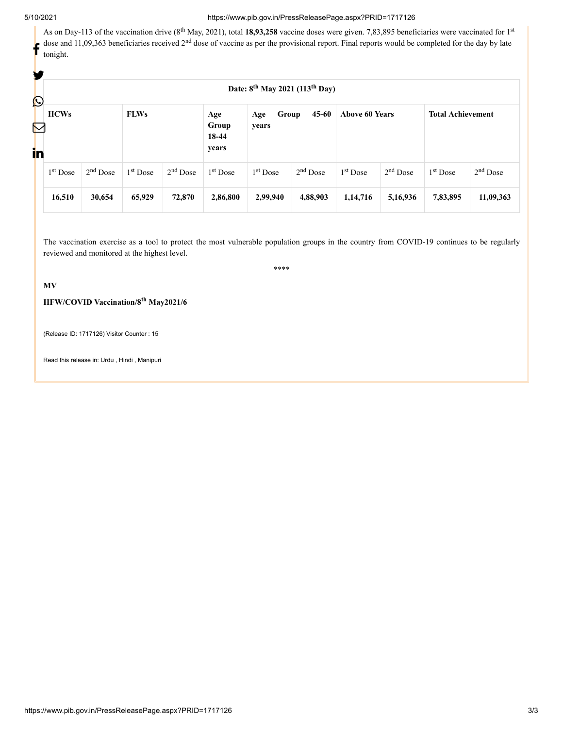As on Day-113 of the vaccination drive (8th May, 2021), total **18,93,258** vaccine doses were given. 7,83,895 beneficiaries were vaccinated for 1st dose and 11,09,363 beneficiaries received 2nd dose of vaccine as per the provisional report. Final reports would be completed for the day by late tonight.

| Date: 8th May 2021 (113th Day) | | | | | | | | | | |
|---|---|---|---|---|---|---|---|---|---|---|
| **HCWs** | | **FLWs** | | **Age Group 18-44 years** | **Age Group 45-60 years** | | **Above 60 Years** | | **Total Achievement** | |
| 1st Dose | 2nd Dose | 1st Dose | 2nd Dose | 1st Dose | 1st Dose | 2nd Dose | 1st Dose | 2nd Dose | 1st Dose | 2nd Dose |
| **16,510** | **30,654** | **65,929** | **72,870** | **2,86,800** | **2,99,940** | **4,88,903** | **1,14,716** | **5,16,936** | **7,83,895** | **11,09,363** |

The vaccination exercise as a tool to protect the most vulnerable population groups in the country from COVID-19 continues to be regularly reviewed and monitored at the highest level.

****

**MV**

**HFW/COVID Vaccination/8th May2021/6**

(Release ID: 1717126) Visitor Counter : 15

Read this release in: Urdu , Hindi , Manipuri